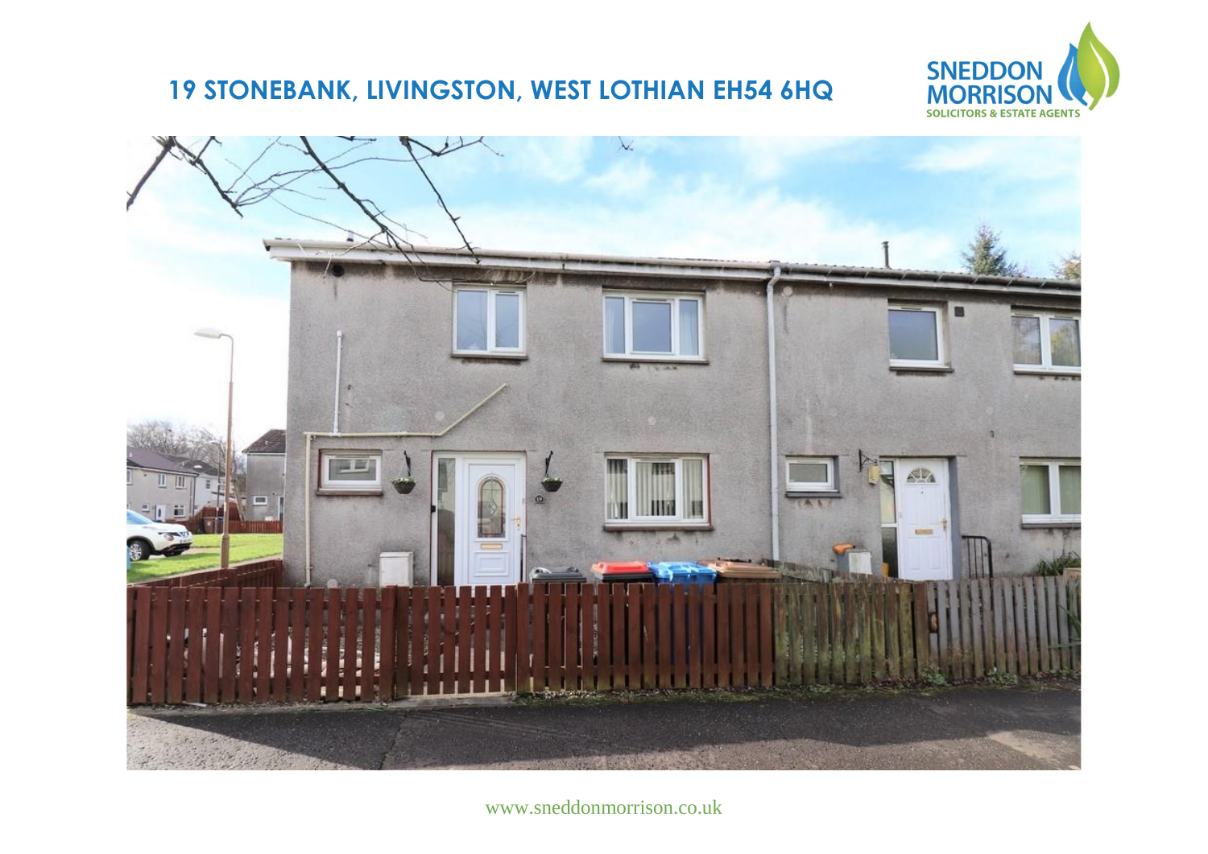# 19 STONEBANK, LIVINGSTON, WEST LOTHIAN EH54 6HQ

SNEDDON MORRISON
SOLICITORS & ESTATE AGENTS

www.sneddonmorrison.co.uk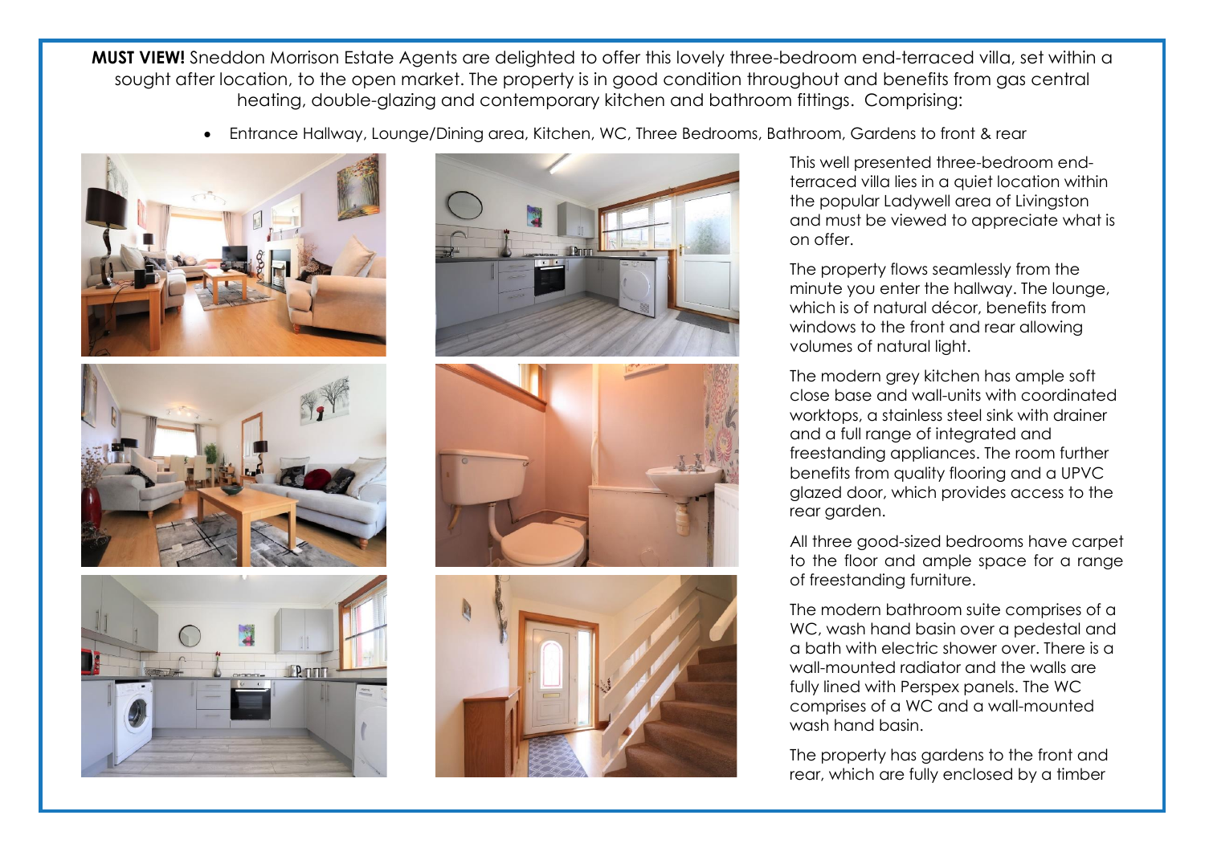**MUST VIEW!** Sneddon Morrison Estate Agents are delighted to offer this lovely three-bedroom end-terraced villa, set within a sought after location, to the open market. The property is in good condition throughout and benefits from gas central heating, double-glazing and contemporary kitchen and bathroom fittings. Comprising:

- Entrance Hallway, Lounge/Dining area, Kitchen, WC, Three Bedrooms, Bathroom, Gardens to front & rear

This well presented three-bedroom end-terraced villa lies in a quiet location within the popular Ladywell area of Livingston and must be viewed to appreciate what is on offer.

The property flows seamlessly from the minute you enter the hallway. The lounge, which is of natural décor, benefits from windows to the front and rear allowing volumes of natural light.

The modern grey kitchen has ample soft close base and wall-units with coordinated worktops, a stainless steel sink with drainer and a full range of integrated and freestanding appliances. The room further benefits from quality flooring and a UPVC glazed door, which provides access to the rear garden.

All three good-sized bedrooms have carpet to the floor and ample space for a range of freestanding furniture.

The modern bathroom suite comprises of a WC, wash hand basin over a pedestal and a bath with electric shower over. There is a wall-mounted radiator and the walls are fully lined with Perspex panels. The WC comprises of a WC and a wall-mounted wash hand basin.

The property has gardens to the front and rear, which are fully enclosed by a timber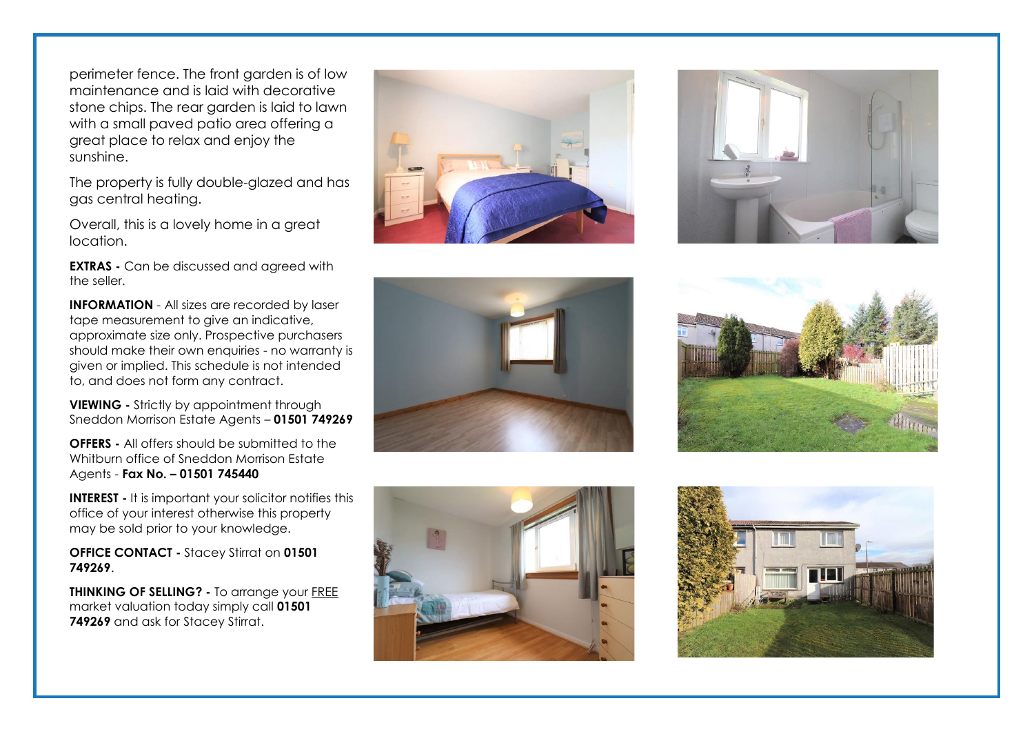perimeter fence. The front garden is of low maintenance and is laid with decorative stone chips. The rear garden is laid to lawn with a small paved patio area offering a great place to relax and enjoy the sunshine.

The property is fully double-glazed and has gas central heating.

Overall, this is a lovely home in a great location.

**EXTRAS -** Can be discussed and agreed with the seller.

**INFORMATION** - All sizes are recorded by laser tape measurement to give an indicative, approximate size only. Prospective purchasers should make their own enquiries - no warranty is given or implied. This schedule is not intended to, and does not form any contract.

**VIEWING -** Strictly by appointment through Sneddon Morrison Estate Agents – **01501 749269**

**OFFERS -** All offers should be submitted to the Whitburn office of Sneddon Morrison Estate Agents - **Fax No. – 01501 745440**

**INTEREST -** It is important your solicitor notifies this office of your interest otherwise this property may be sold prior to your knowledge.

**OFFICE CONTACT -** Stacey Stirrat on **01501 749269**.

**THINKING OF SELLING? -** To arrange your FREE market valuation today simply call **01501 749269** and ask for Stacey Stirrat.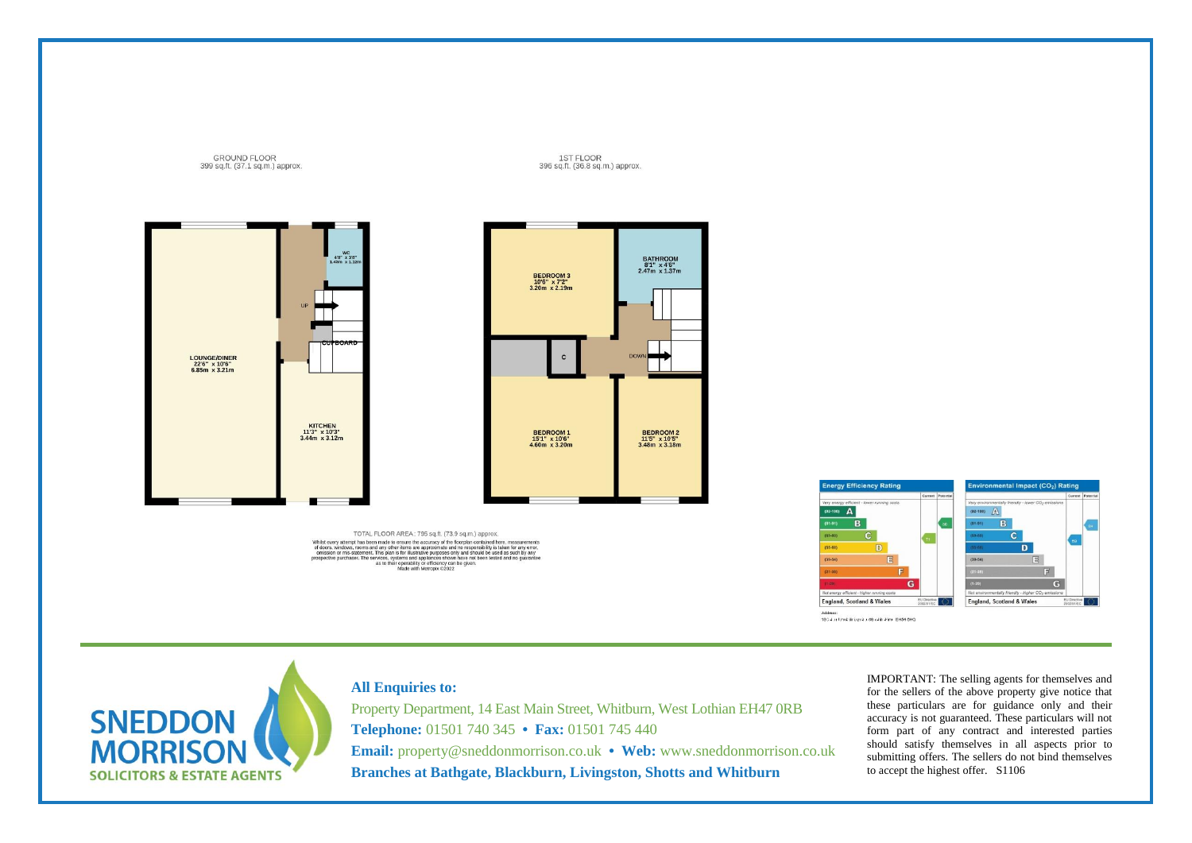GROUND FLOOR
399 sq.ft. (37.1 sq.m.) approx.

1ST FLOOR
396 sq.ft. (36.8 sq.m.) approx.

WC
4'8" x 3'8"
1.43m x 1.12m

UP

CUPBOARD

LOUNGE/DINER
22'6" x 10'6"
6.85m x 3.21m

KITCHEN
11'3" x 10'3"
3.44m x 3.12m

BEDROOM 3
10'6" x 7'2"
3.20m x 2.19m

BATHROOM
8'1" x 4'6"
2.47m x 1.37m

C

DOWN

BEDROOM 1
15'1" x 10'6"
4.60m x 3.20m

BEDROOM 2
11'5" x 10'5"
3.48m x 3.18m

TOTAL FLOOR AREA : 795 sq.ft. (73.9 sq.m.) approx.

Whilst every attempt has been made to ensure the accuracy of the floorplan contained here, measurements of doors, windows, rooms and any other items are approximate and no responsibility is taken for any error, omission or mis-statement. This plan is for illustrative purposes only and should be used as such by any prospective purchaser. The services, systems and appliances shown have not been tested and no guarantee as to their operability or efficiency can be given.
Made with Metropix ©2022

Energy Efficiency Rating

Current | Potential

Very energy efficient - lower running costs

(92-100) A

(81-91) B

(69-80) C

(55-68) D

(39-54) E

(21-38) F

(1-20) G

Not energy efficient - higher running costs

71

86

England, Scotland & Wales

EU Directive 2002/91/EC

Environmental Impact ($CO_2$) Rating

Current | Potential

Very environmentally friendly - lower $CO_2$ emissions

(92-100) A

(81-91) B

(69-80) C

(55-68) D

(39-54) E

(21-38) F

(1-20) G

Not environmentally friendly - higher $CO_2$ emissions

England, Scotland & Wales

EU Directive 2002/91/EC

Address:

EH54 6HQ

**All Enquiries to:**

Property Department, 14 East Main Street, Whitburn, West Lothian EH47 0RB

**Telephone:** 01501 740 345 • **Fax:** 01501 745 440

**Email:** property@sneddonmorrison.co.uk • **Web:** www.sneddonmorrison.co.uk

**Branches at Bathgate, Blackburn, Livingston, Shotts and Whitburn**

SNEDDON MORRISON
SOLICITORS & ESTATE AGENTS

IMPORTANT: The selling agents for themselves and for the sellers of the above property give notice that these particulars are for guidance only and their accuracy is not guaranteed. These particulars will not form part of any contract and interested parties should satisfy themselves in all aspects prior to submitting offers. The sellers do not bind themselves to accept the highest offer. S1106